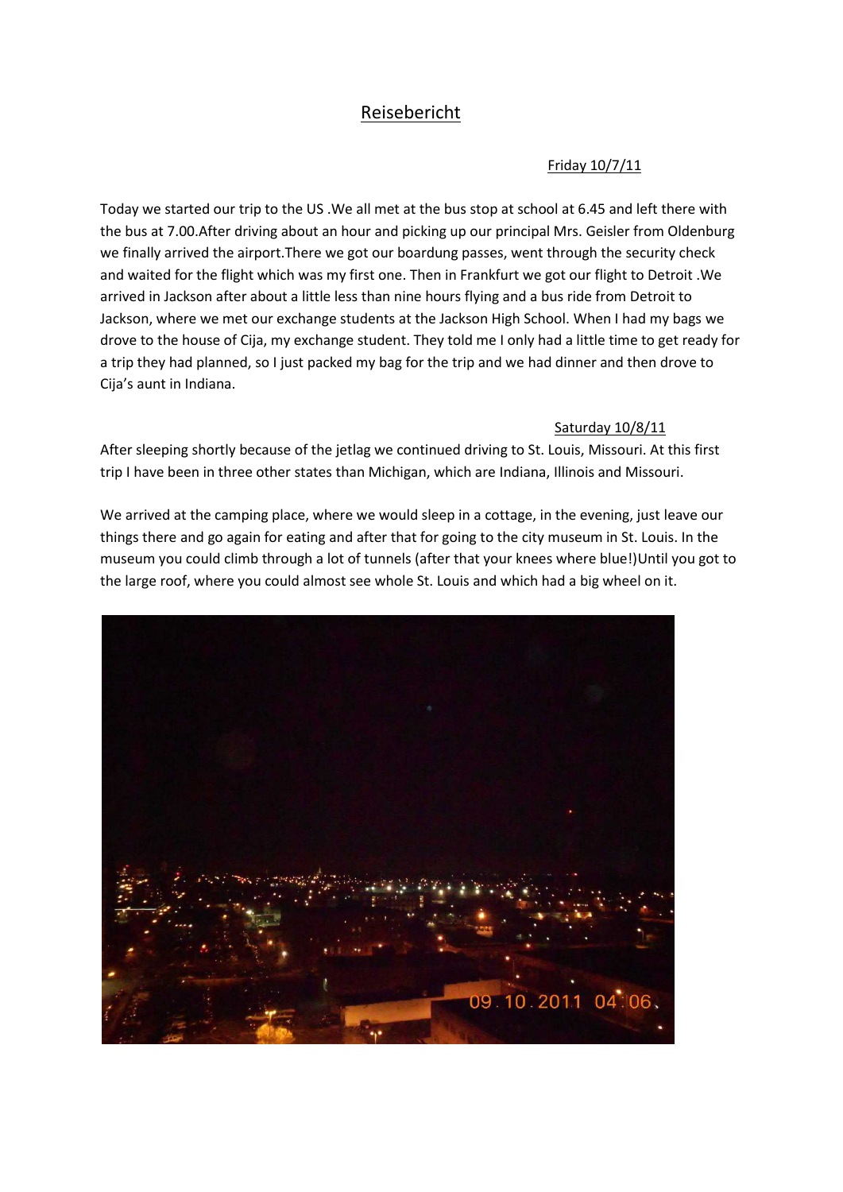# Reisebericht

Friday 10/7/11

Today we started our trip to the US .We all met at the bus stop at school at 6.45 and left there with the bus at 7.00.After driving about an hour and picking up our principal Mrs. Geisler from Oldenburg we finally arrived the airport.There we got our boardung passes, went through the security check and waited for the flight which was my first one. Then in Frankfurt we got our flight to Detroit .We arrived in Jackson after about a little less than nine hours flying and a bus ride from Detroit to Jackson, where we met our exchange students at the Jackson High School. When I had my bags we drove to the house of Cija, my exchange student. They told me I only had a little time to get ready for a trip they had planned, so I just packed my bag for the trip and we had dinner and then drove to Cija's aunt in Indiana.

Saturday 10/8/11

After sleeping shortly because of the jetlag we continued driving to St. Louis, Missouri. At this first trip I have been in three other states than Michigan, which are Indiana, Illinois and Missouri.

We arrived at the camping place, where we would sleep in a cottage, in the evening, just leave our things there and go again for eating and after that for going to the city museum in St. Louis. In the museum you could climb through a lot of tunnels (after that your knees where blue!)Until you got to the large roof, where you could almost see whole St. Louis and which had a big wheel on it.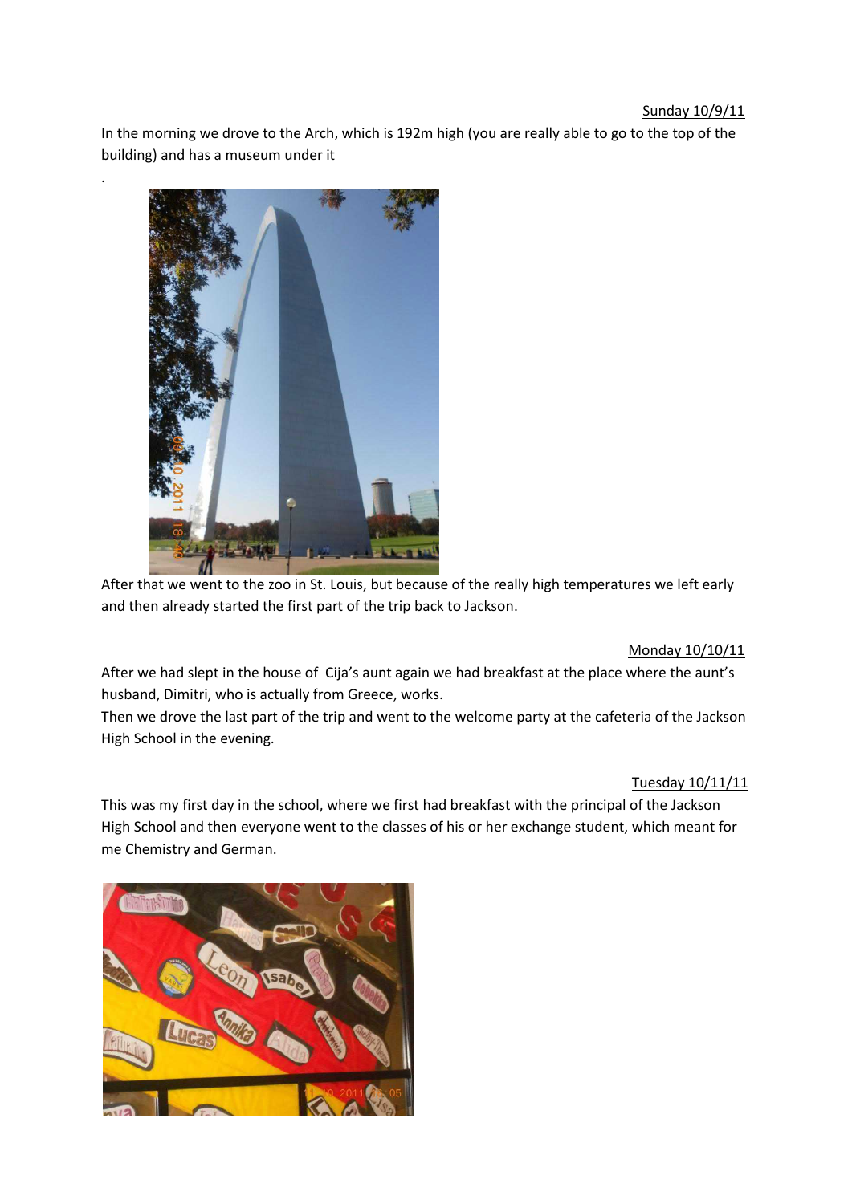<u>Sunday 10/9/11</u>

In the morning we drove to the Arch, which is 192m high (you are really able to go to the top of the building) and has a museum under it

.

After that we went to the zoo in St. Louis, but because of the really high temperatures we left early and then already started the first part of the trip back to Jackson.

<u>Monday 10/10/11</u>

After we had slept in the house of Cija's aunt again we had breakfast at the place where the aunt's husband, Dimitri, who is actually from Greece, works.

Then we drove the last part of the trip and went to the welcome party at the cafeteria of the Jackson High School in the evening.

<u>Tuesday 10/11/11</u>

This was my first day in the school, where we first had breakfast with the principal of the Jackson High School and then everyone went to the classes of his or her exchange student, which meant for me Chemistry and German.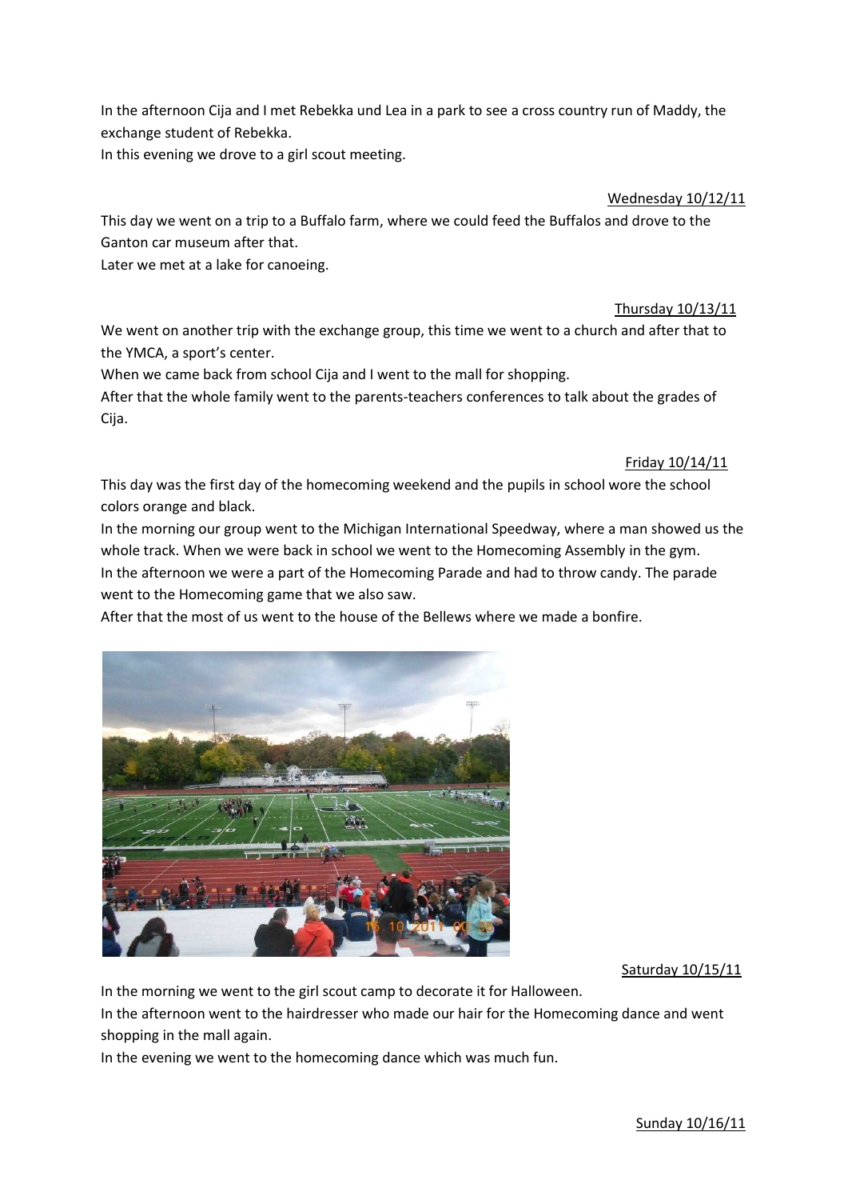In the afternoon Cija and I met Rebekka und Lea in a park to see a cross country run of Maddy, the exchange student of Rebekka.
In this evening we drove to a girl scout meeting.

<u>Wednesday 10/12/11</u>

This day we went on a trip to a Buffalo farm, where we could feed the Buffalos and drove to the Ganton car museum after that.
Later we met at a lake for canoeing.

<u>Thursday 10/13/11</u>

We went on another trip with the exchange group, this time we went to a church and after that to the YMCA, a sport's center.
When we came back from school Cija and I went to the mall for shopping.
After that the whole family went to the parents-teachers conferences to talk about the grades of Cija.

<u>Friday 10/14/11</u>

This day was the first day of the homecoming weekend and the pupils in school wore the school colors orange and black.
In the morning our group went to the Michigan International Speedway, where a man showed us the whole track. When we were back in school we went to the Homecoming Assembly in the gym.
In the afternoon we were a part of the Homecoming Parade and had to throw candy. The parade went to the Homecoming game that we also saw.
After that the most of us went to the house of the Bellews where we made a bonfire.

<u>Saturday 10/15/11</u>

In the morning we went to the girl scout camp to decorate it for Halloween.
In the afternoon went to the hairdresser who made our hair for the Homecoming dance and went shopping in the mall again.
In the evening we went to the homecoming dance which was much fun.

<u>Sunday 10/16/11</u>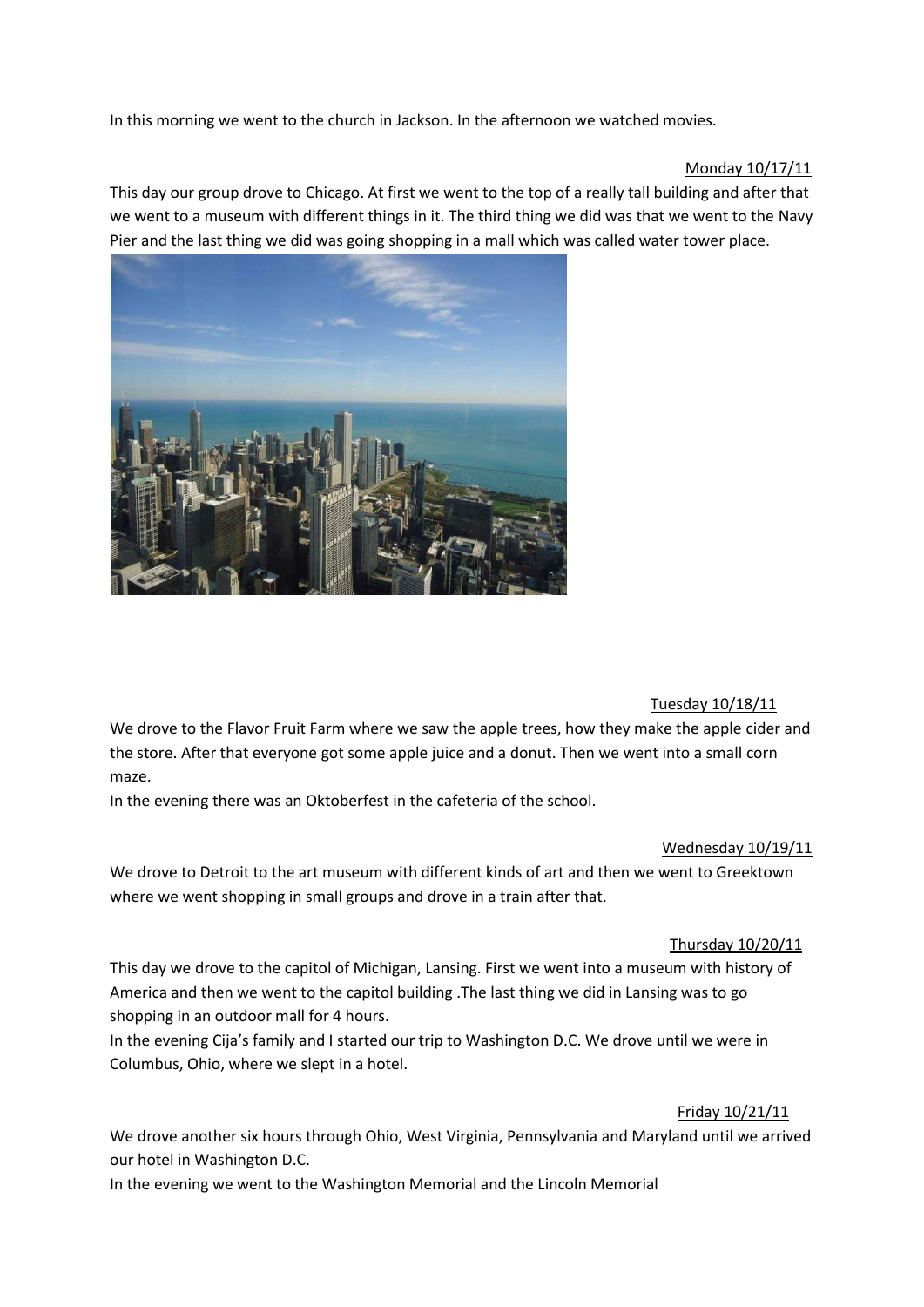In this morning we went to the church in Jackson. In the afternoon we watched movies.

Monday 10/17/11

This day our group drove to Chicago. At first we went to the top of a really tall building and after that we went to a museum with different things in it. The third thing we did was that we went to the Navy Pier and the last thing we did was going shopping in a mall which was called water tower place.

Tuesday 10/18/11

We drove to the Flavor Fruit Farm where we saw the apple trees, how they make the apple cider and the store. After that everyone got some apple juice and a donut. Then we went into a small corn maze.

In the evening there was an Oktoberfest in the cafeteria of the school.

Wednesday 10/19/11

We drove to Detroit to the art museum with different kinds of art and then we went to Greektown where we went shopping in small groups and drove in a train after that.

Thursday 10/20/11

This day we drove to the capitol of Michigan, Lansing. First we went into a museum with history of America and then we went to the capitol building .The last thing we did in Lansing was to go shopping in an outdoor mall for 4 hours.

In the evening Cija's family and I started our trip to Washington D.C. We drove until we were in Columbus, Ohio, where we slept in a hotel.

Friday 10/21/11

We drove another six hours through Ohio, West Virginia, Pennsylvania and Maryland until we arrived our hotel in Washington D.C.

In the evening we went to the Washington Memorial and the Lincoln Memorial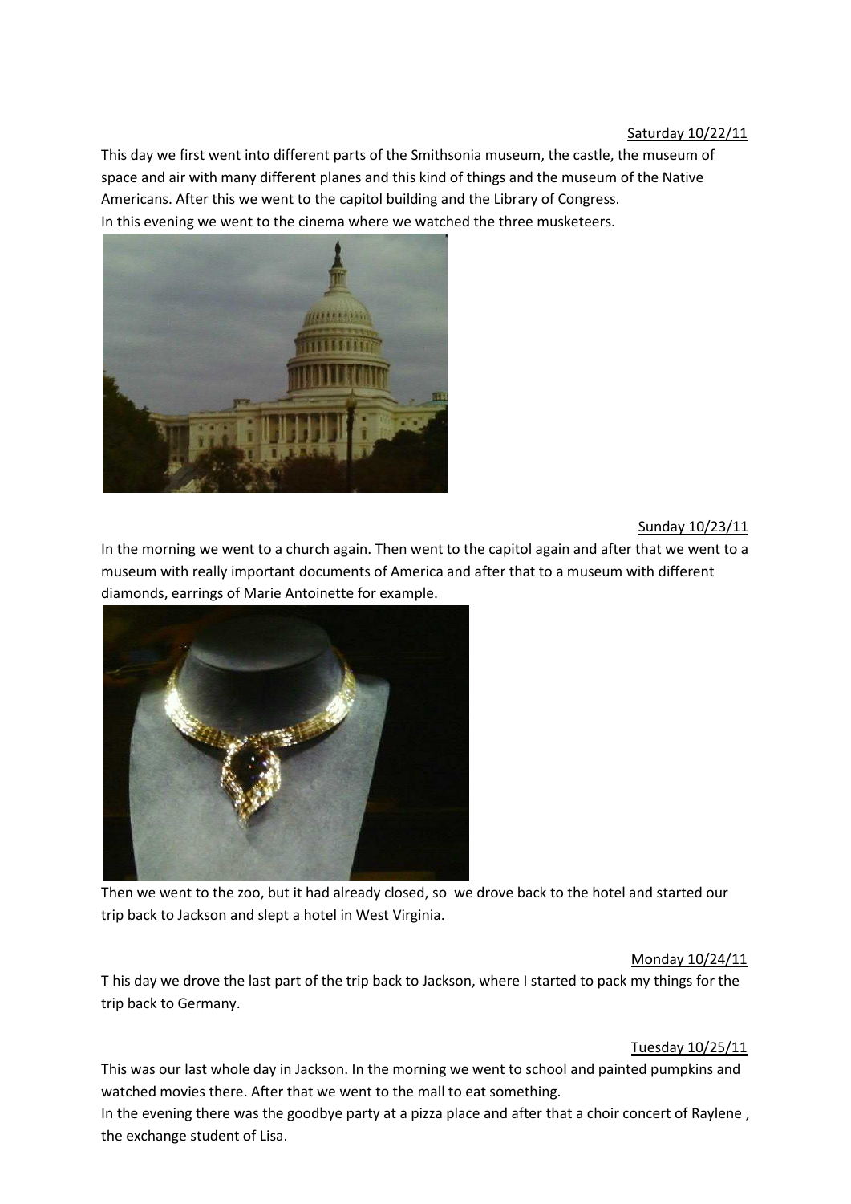Saturday 10/22/11

This day we first went into different parts of the Smithsonia museum, the castle, the museum of space and air with many different planes and this kind of things and the museum of the Native Americans. After this we went to the capitol building and the Library of Congress.
In this evening we went to the cinema where we watched the three musketeers.

Sunday 10/23/11

In the morning we went to a church again. Then went to the capitol again and after that we went to a museum with really important documents of America and after that to a museum with different diamonds, earrings of Marie Antoinette for example.

Then we went to the zoo, but it had already closed, so we drove back to the hotel and started our trip back to Jackson and slept a hotel in West Virginia.

Monday 10/24/11

T his day we drove the last part of the trip back to Jackson, where I started to pack my things for the trip back to Germany.

Tuesday 10/25/11

This was our last whole day in Jackson. In the morning we went to school and painted pumpkins and watched movies there. After that we went to the mall to eat something.
In the evening there was the goodbye party at a pizza place and after that a choir concert of Raylene , the exchange student of Lisa.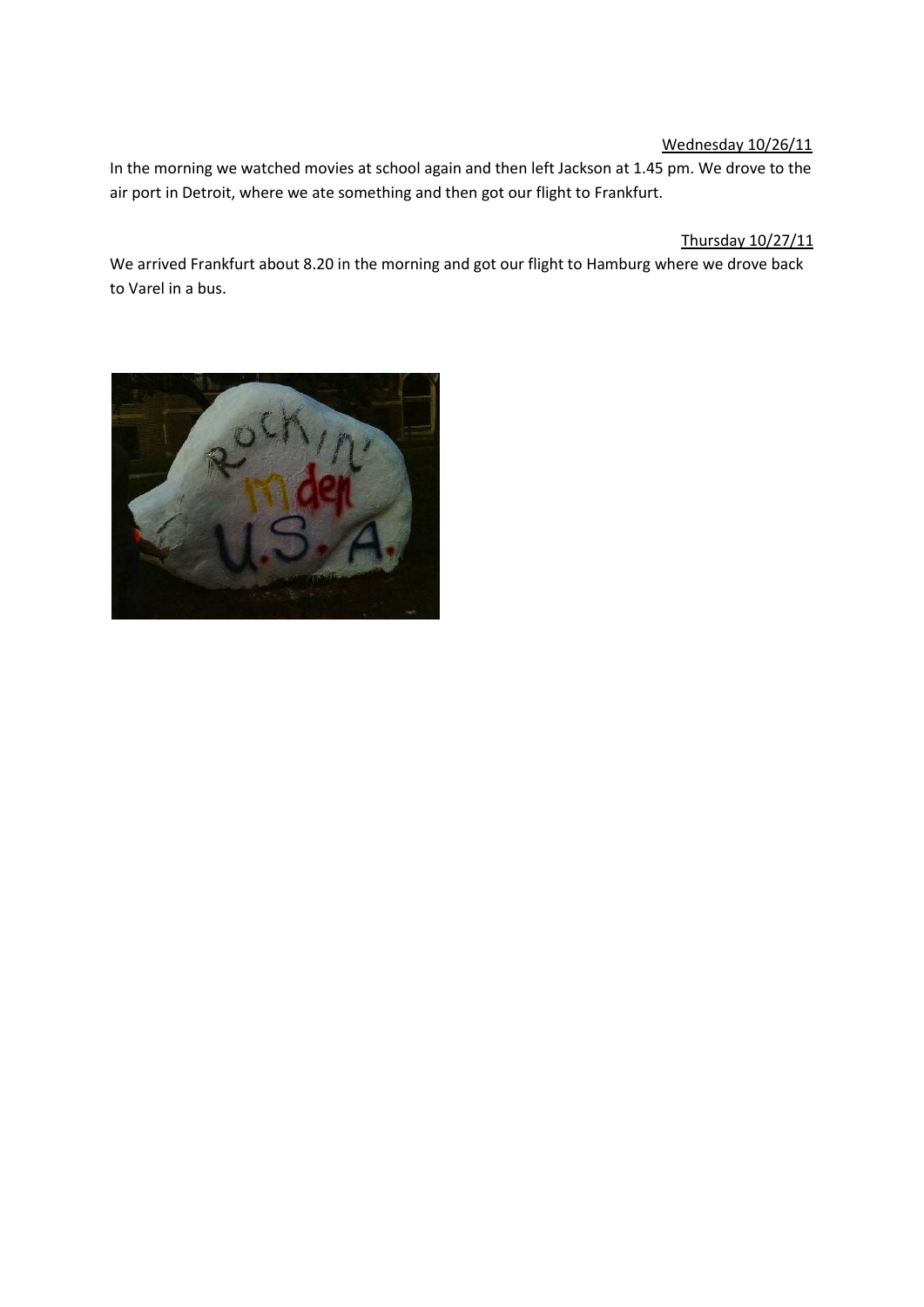<u>Wednesday 10/26/11</u>

In the morning we watched movies at school again and then left Jackson at 1.45 pm. We drove to the air port in Detroit, where we ate something and then got our flight to Frankfurt.

<u>Thursday 10/27/11</u>

We arrived Frankfurt about 8.20 in the morning and got our flight to Hamburg where we drove back to Varel in a bus.